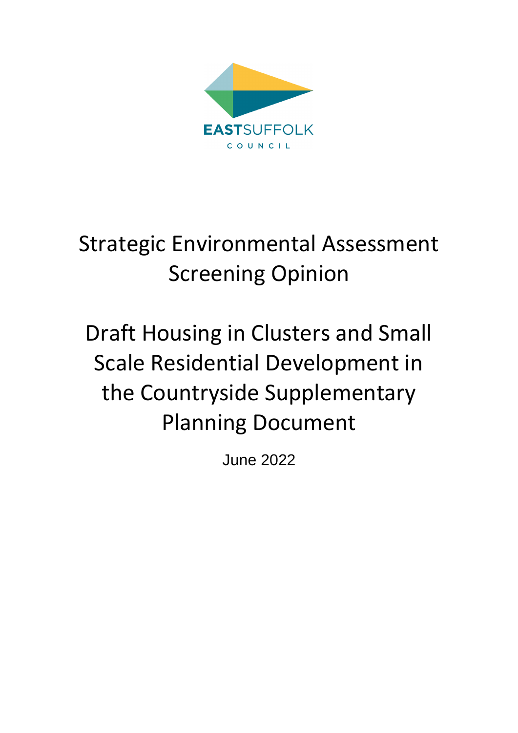EASTSUFFOLK

COUNCIL

# Strategic Environmental Assessment Screening Opinion

# Draft Housing in Clusters and Small Scale Residential Development in the Countryside Supplementary Planning Document

June 2022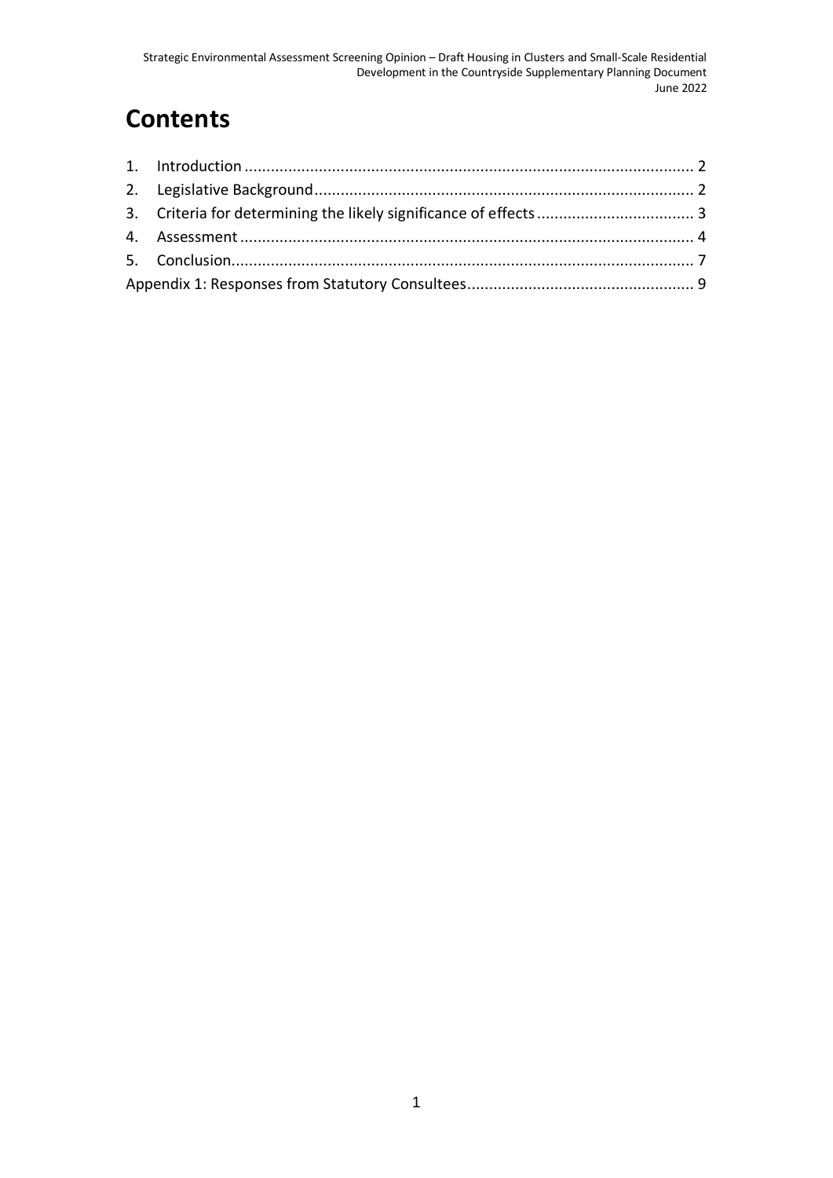# Contents

1. Introduction ..................................................................................................... 2
2. Legislative Background..................................................................................... 2
3. Criteria for determining the likely significance of effects.................................... 3
4. Assessment ...................................................................................................... 4
5. Conclusion........................................................................................................ 7

Appendix 1: Responses from Statutory Consultees.................................................... 9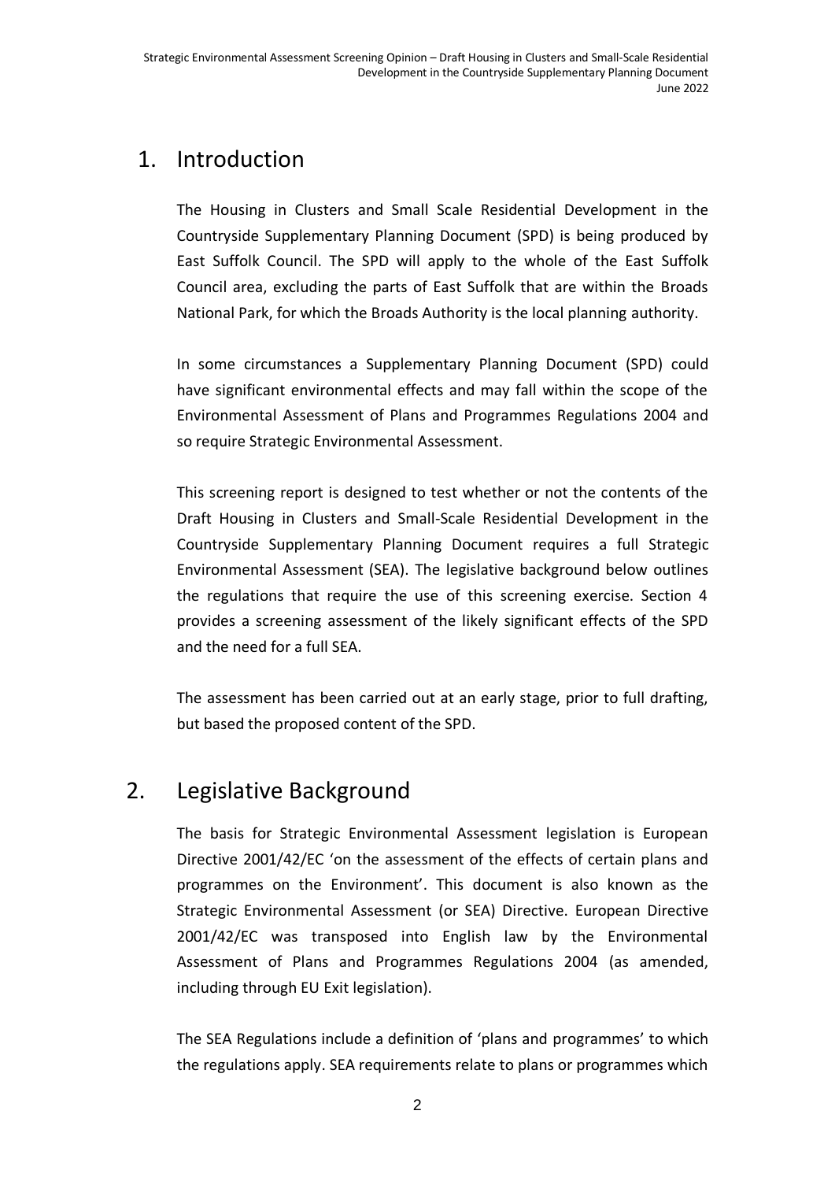# 1. Introduction

The Housing in Clusters and Small Scale Residential Development in the Countryside Supplementary Planning Document (SPD) is being produced by East Suffolk Council. The SPD will apply to the whole of the East Suffolk Council area, excluding the parts of East Suffolk that are within the Broads National Park, for which the Broads Authority is the local planning authority.

In some circumstances a Supplementary Planning Document (SPD) could have significant environmental effects and may fall within the scope of the Environmental Assessment of Plans and Programmes Regulations 2004 and so require Strategic Environmental Assessment.

This screening report is designed to test whether or not the contents of the Draft Housing in Clusters and Small-Scale Residential Development in the Countryside Supplementary Planning Document requires a full Strategic Environmental Assessment (SEA). The legislative background below outlines the regulations that require the use of this screening exercise. Section 4 provides a screening assessment of the likely significant effects of the SPD and the need for a full SEA.

The assessment has been carried out at an early stage, prior to full drafting, but based the proposed content of the SPD.

# 2. Legislative Background

The basis for Strategic Environmental Assessment legislation is European Directive 2001/42/EC 'on the assessment of the effects of certain plans and programmes on the Environment'. This document is also known as the Strategic Environmental Assessment (or SEA) Directive. European Directive 2001/42/EC was transposed into English law by the Environmental Assessment of Plans and Programmes Regulations 2004 (as amended, including through EU Exit legislation).

The SEA Regulations include a definition of 'plans and programmes' to which the regulations apply. SEA requirements relate to plans or programmes which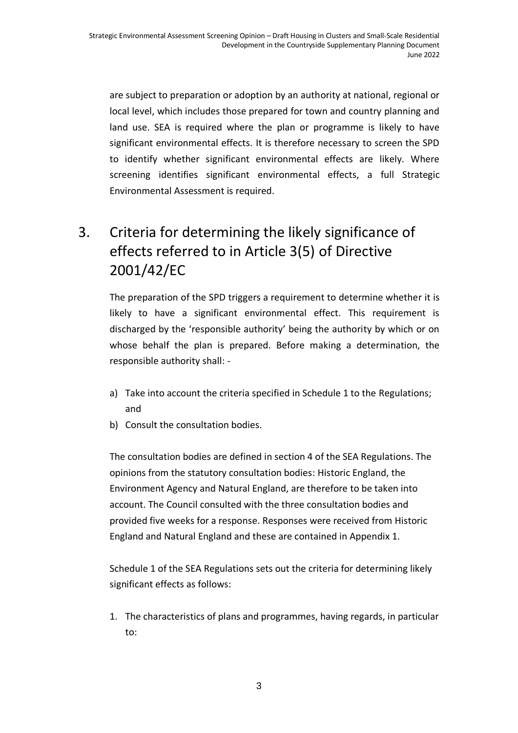are subject to preparation or adoption by an authority at national, regional or local level, which includes those prepared for town and country planning and land use. SEA is required where the plan or programme is likely to have significant environmental effects. It is therefore necessary to screen the SPD to identify whether significant environmental effects are likely. Where screening identifies significant environmental effects, a full Strategic Environmental Assessment is required.

# 3. Criteria for determining the likely significance of effects referred to in Article 3(5) of Directive 2001/42/EC

The preparation of the SPD triggers a requirement to determine whether it is likely to have a significant environmental effect. This requirement is discharged by the 'responsible authority' being the authority by which or on whose behalf the plan is prepared. Before making a determination, the responsible authority shall: -

a) Take into account the criteria specified in Schedule 1 to the Regulations; and
b) Consult the consultation bodies.

The consultation bodies are defined in section 4 of the SEA Regulations. The opinions from the statutory consultation bodies: Historic England, the Environment Agency and Natural England, are therefore to be taken into account. The Council consulted with the three consultation bodies and provided five weeks for a response. Responses were received from Historic England and Natural England and these are contained in Appendix 1.

Schedule 1 of the SEA Regulations sets out the criteria for determining likely significant effects as follows:

1. The characteristics of plans and programmes, having regards, in particular to: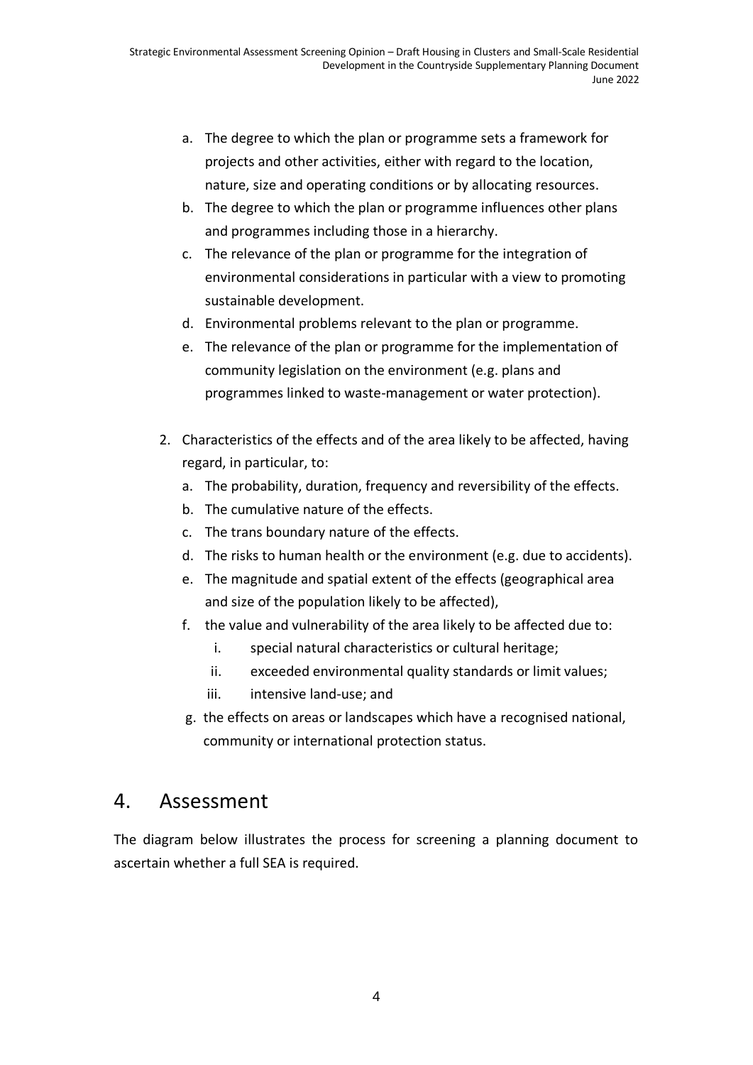a. The degree to which the plan or programme sets a framework for projects and other activities, either with regard to the location, nature, size and operating conditions or by allocating resources.
   b. The degree to which the plan or programme influences other plans and programmes including those in a hierarchy.
   c. The relevance of the plan or programme for the integration of environmental considerations in particular with a view to promoting sustainable development.
   d. Environmental problems relevant to the plan or programme.
   e. The relevance of the plan or programme for the implementation of community legislation on the environment (e.g. plans and programmes linked to waste-management or water protection).

2. Characteristics of the effects and of the area likely to be affected, having regard, in particular, to:
   a. The probability, duration, frequency and reversibility of the effects.
   b. The cumulative nature of the effects.
   c. The trans boundary nature of the effects.
   d. The risks to human health or the environment (e.g. due to accidents).
   e. The magnitude and spatial extent of the effects (geographical area and size of the population likely to be affected),
   f. the value and vulnerability of the area likely to be affected due to:
      i. special natural characteristics or cultural heritage;
      ii. exceeded environmental quality standards or limit values;
      iii. intensive land-use; and
   g. the effects on areas or landscapes which have a recognised national, community or international protection status.

## 4. Assessment

The diagram below illustrates the process for screening a planning document to ascertain whether a full SEA is required.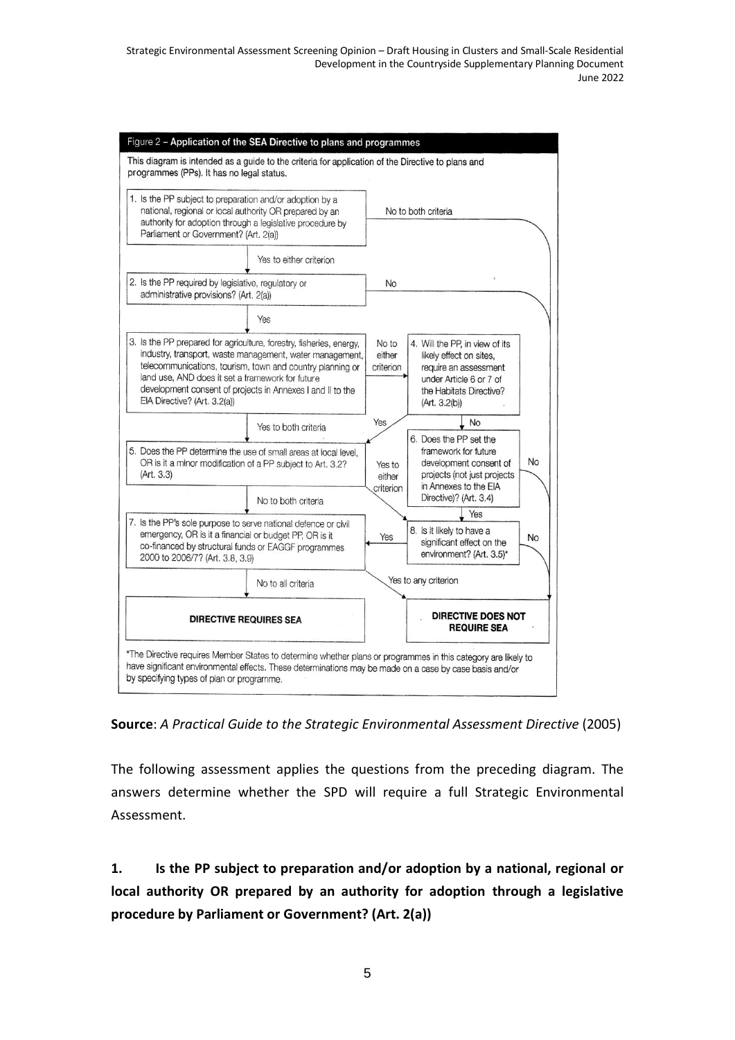Figure 2 – Application of the SEA Directive to plans and programmes

This diagram is intended as a guide to the criteria for application of the Directive to plans and programmes (PPs). It has no legal status.

1. Is the PP subject to preparation and/or adoption by a national, regional or local authority OR prepared by an authority for adoption through a legislative procedure by Parliament or Government? (Art. 2(a))
   - No to both criteria → DIRECTIVE DOES NOT REQUIRE SEA
   - Yes to either criterion → 2

2. Is the PP required by legislative, regulatory or administrative provisions? (Art. 2(a))
   - No → DIRECTIVE DOES NOT REQUIRE SEA
   - Yes → 3

3. Is the PP prepared for agriculture, forestry, fisheries, energy, industry, transport, waste management, water management, telecommunications, tourism, town and country planning or land use, AND does it set a framework for future development consent of projects in Annexes I and II to the EIA Directive? (Art. 3.2(a))
   - No to either criterion → 4
   - Yes to both criteria → 5

4. Will the PP, in view of its likely effect on sites, require an assessment under Article 6 or 7 of the Habitats Directive? (Art. 3.2(b))
   - Yes → 5
   - No → 6

5. Does the PP determine the use of small areas at local level, OR is it a minor modification of a PP subject to Art. 3.2? (Art. 3.3)
   - Yes to either criterion → 8
   - No to both criteria → 7

6. Does the PP set the framework for future development consent of projects (not just projects in Annexes to the EIA Directive)? (Art. 3.4)
   - No → DIRECTIVE DOES NOT REQUIRE SEA
   - Yes → 8

7. Is the PP's sole purpose to serve national defence or civil emergency, OR is it a financial or budget PP, OR is it co-financed by structural funds or EAGGF programmes 2000 to 2006/7? (Art. 3.8, 3.9)
   - No to all criteria → DIRECTIVE REQUIRES SEA
   - Yes to any criterion → DIRECTIVE DOES NOT REQUIRE SEA

8. Is it likely to have a significant effect on the environment? (Art. 3.5)*
   - Yes → 7
   - No → DIRECTIVE DOES NOT REQUIRE SEA

*The Directive requires Member States to determine whether plans or programmes in this category are likely to have significant environmental effects. These determinations may be made on a case by case basis and/or by specifying types of plan or programme.

**Source**: *A Practical Guide to the Strategic Environmental Assessment Directive* (2005)

The following assessment applies the questions from the preceding diagram. The answers determine whether the SPD will require a full Strategic Environmental Assessment.

**1. Is the PP subject to preparation and/or adoption by a national, regional or local authority OR prepared by an authority for adoption through a legislative procedure by Parliament or Government? (Art. 2(a))**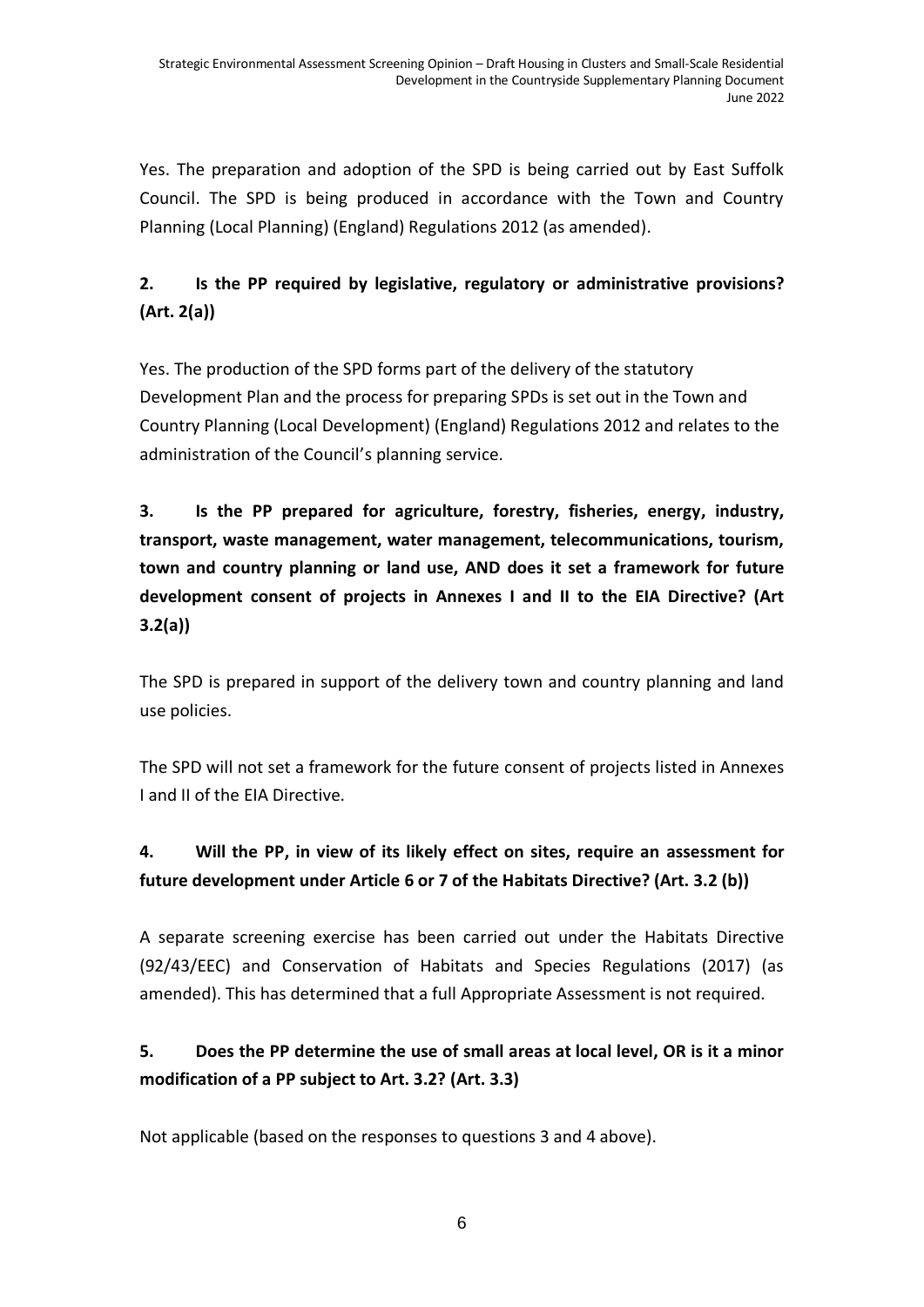Yes. The preparation and adoption of the SPD is being carried out by East Suffolk Council. The SPD is being produced in accordance with the Town and Country Planning (Local Planning) (England) Regulations 2012 (as amended).

**2. Is the PP required by legislative, regulatory or administrative provisions? (Art. 2(a))**

Yes. The production of the SPD forms part of the delivery of the statutory Development Plan and the process for preparing SPDs is set out in the Town and Country Planning (Local Development) (England) Regulations 2012 and relates to the administration of the Council's planning service.

**3. Is the PP prepared for agriculture, forestry, fisheries, energy, industry, transport, waste management, water management, telecommunications, tourism, town and country planning or land use, AND does it set a framework for future development consent of projects in Annexes I and II to the EIA Directive? (Art 3.2(a))**

The SPD is prepared in support of the delivery town and country planning and land use policies.

The SPD will not set a framework for the future consent of projects listed in Annexes I and II of the EIA Directive.

**4. Will the PP, in view of its likely effect on sites, require an assessment for future development under Article 6 or 7 of the Habitats Directive? (Art. 3.2 (b))**

A separate screening exercise has been carried out under the Habitats Directive (92/43/EEC) and Conservation of Habitats and Species Regulations (2017) (as amended). This has determined that a full Appropriate Assessment is not required.

**5. Does the PP determine the use of small areas at local level, OR is it a minor modification of a PP subject to Art. 3.2? (Art. 3.3)**

Not applicable (based on the responses to questions 3 and 4 above).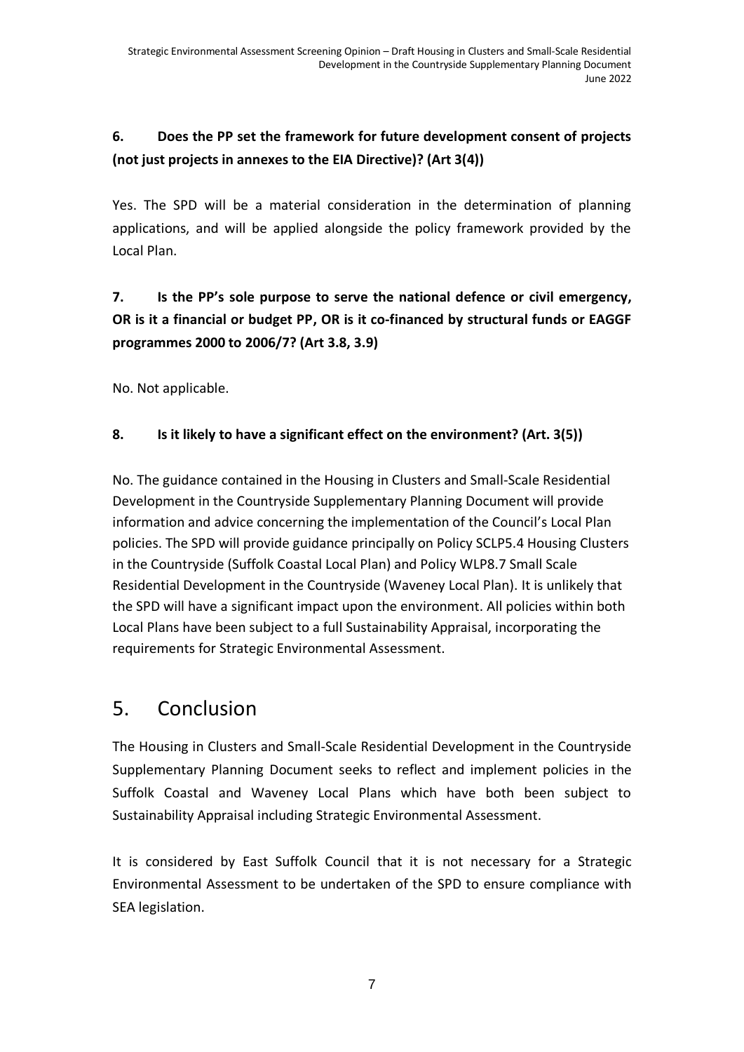**6. Does the PP set the framework for future development consent of projects (not just projects in annexes to the EIA Directive)? (Art 3(4))**

Yes. The SPD will be a material consideration in the determination of planning applications, and will be applied alongside the policy framework provided by the Local Plan.

**7. Is the PP's sole purpose to serve the national defence or civil emergency, OR is it a financial or budget PP, OR is it co-financed by structural funds or EAGGF programmes 2000 to 2006/7? (Art 3.8, 3.9)**

No. Not applicable.

**8. Is it likely to have a significant effect on the environment? (Art. 3(5))**

No. The guidance contained in the Housing in Clusters and Small-Scale Residential Development in the Countryside Supplementary Planning Document will provide information and advice concerning the implementation of the Council's Local Plan policies. The SPD will provide guidance principally on Policy SCLP5.4 Housing Clusters in the Countryside (Suffolk Coastal Local Plan) and Policy WLP8.7 Small Scale Residential Development in the Countryside (Waveney Local Plan). It is unlikely that the SPD will have a significant impact upon the environment. All policies within both Local Plans have been subject to a full Sustainability Appraisal, incorporating the requirements for Strategic Environmental Assessment.

# 5. Conclusion

The Housing in Clusters and Small-Scale Residential Development in the Countryside Supplementary Planning Document seeks to reflect and implement policies in the Suffolk Coastal and Waveney Local Plans which have both been subject to Sustainability Appraisal including Strategic Environmental Assessment.

It is considered by East Suffolk Council that it is not necessary for a Strategic Environmental Assessment to be undertaken of the SPD to ensure compliance with SEA legislation.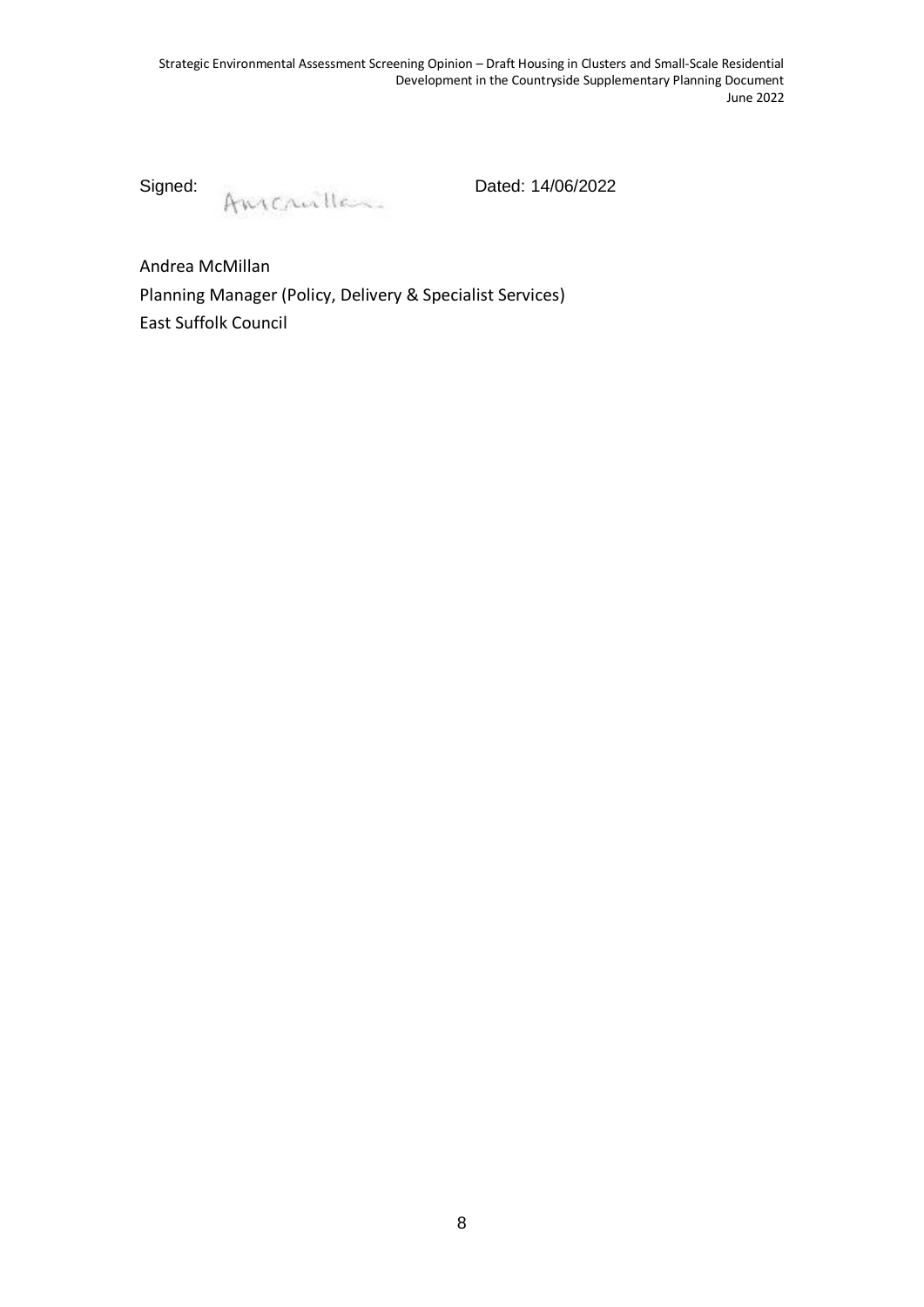Signed: Amcmillan Dated: 14/06/2022

Andrea McMillan

Planning Manager (Policy, Delivery & Specialist Services)

East Suffolk Council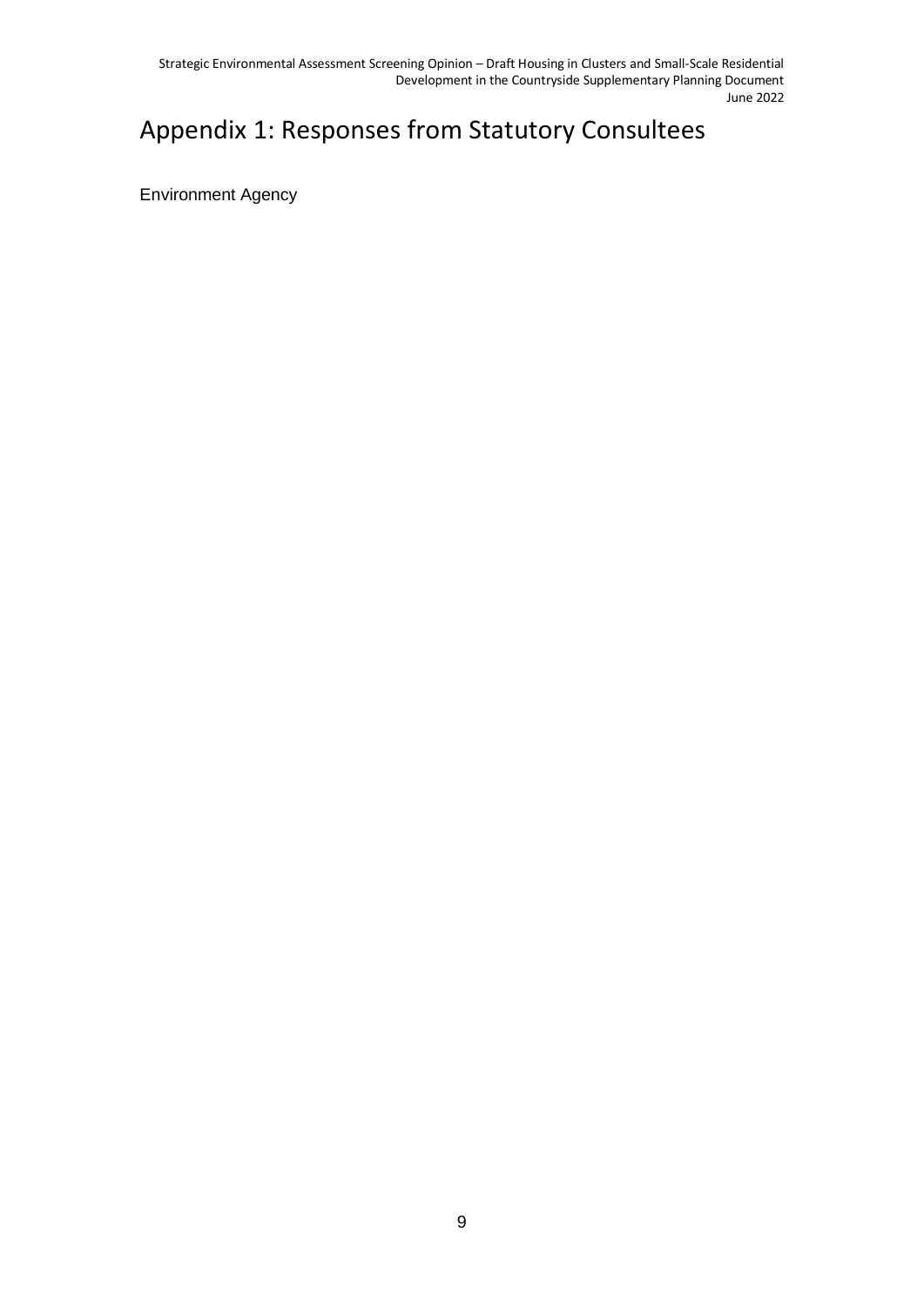# Appendix 1: Responses from Statutory Consultees

Environment Agency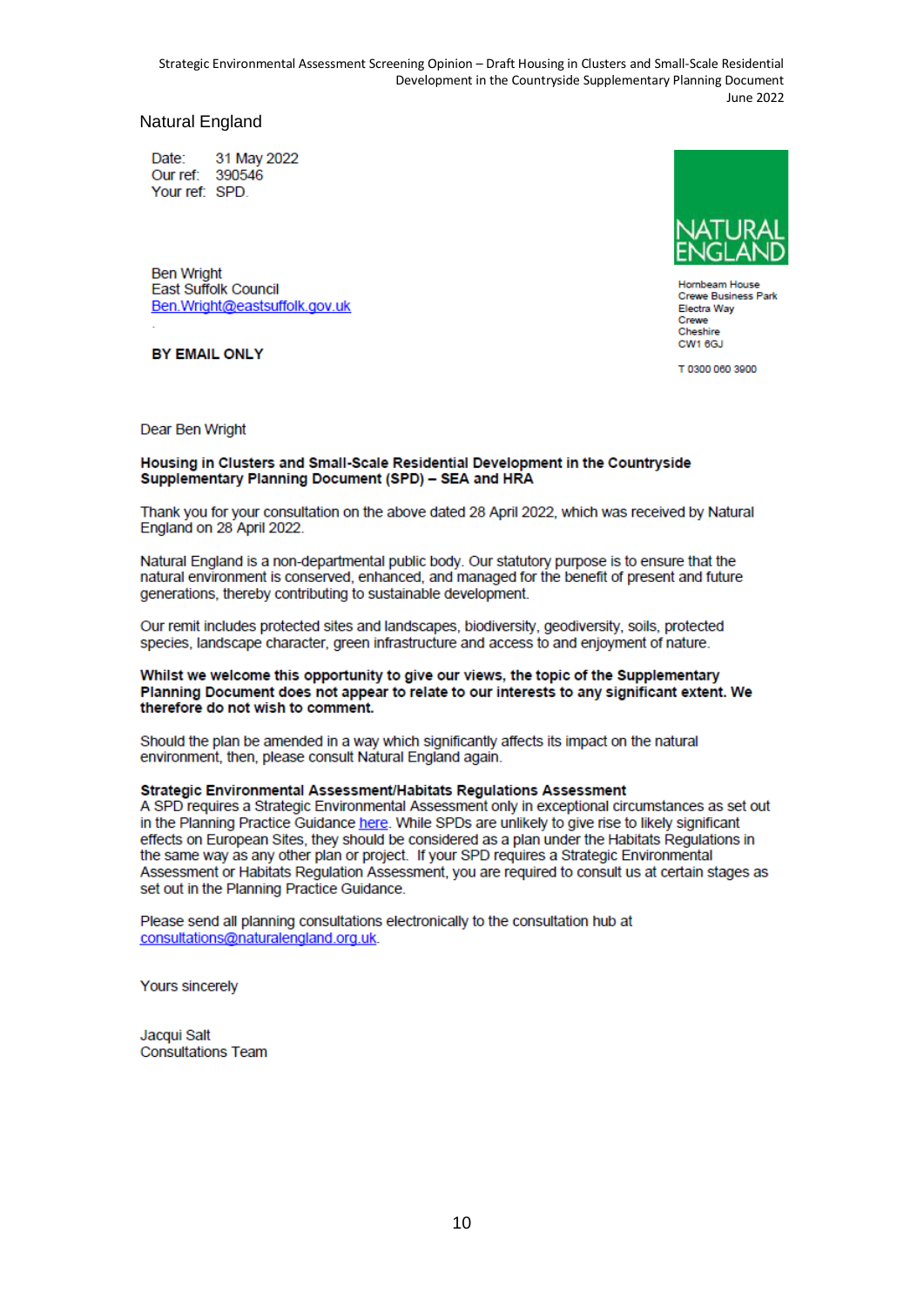Natural England

Date: 31 May 2022
Our ref: 390546
Your ref: SPD.

NATURAL ENGLAND

Hornbeam House
Crewe Business Park
Electra Way
Crewe
Cheshire
CW1 6GJ

T 0300 060 3900

Ben Wright
East Suffolk Council
Ben.Wright@eastsuffolk.gov.uk

**BY EMAIL ONLY**

Dear Ben Wright

**Housing in Clusters and Small-Scale Residential Development in the Countryside Supplementary Planning Document (SPD) – SEA and HRA**

Thank you for your consultation on the above dated 28 April 2022, which was received by Natural England on 28 April 2022.

Natural England is a non-departmental public body. Our statutory purpose is to ensure that the natural environment is conserved, enhanced, and managed for the benefit of present and future generations, thereby contributing to sustainable development.

Our remit includes protected sites and landscapes, biodiversity, geodiversity, soils, protected species, landscape character, green infrastructure and access to and enjoyment of nature.

**Whilst we welcome this opportunity to give our views, the topic of the Supplementary Planning Document does not appear to relate to our interests to any significant extent. We therefore do not wish to comment.**

Should the plan be amended in a way which significantly affects its impact on the natural environment, then, please consult Natural England again.

**Strategic Environmental Assessment/Habitats Regulations Assessment**
A SPD requires a Strategic Environmental Assessment only in exceptional circumstances as set out in the Planning Practice Guidance here. While SPDs are unlikely to give rise to likely significant effects on European Sites, they should be considered as a plan under the Habitats Regulations in the same way as any other plan or project. If your SPD requires a Strategic Environmental Assessment or Habitats Regulation Assessment, you are required to consult us at certain stages as set out in the Planning Practice Guidance.

Please send all planning consultations electronically to the consultation hub at consultations@naturalengland.org.uk.

Yours sincerely

Jacqui Salt
Consultations Team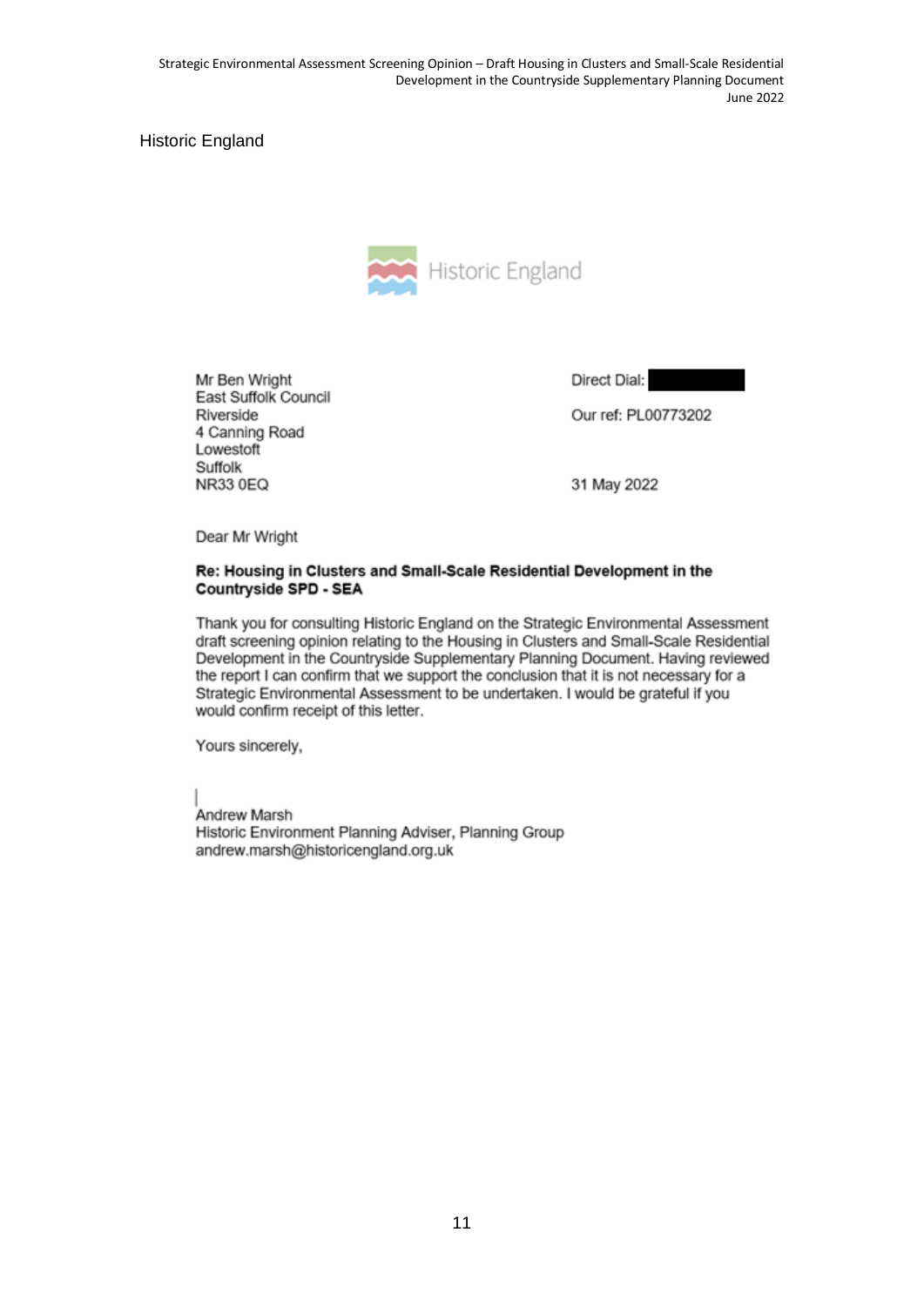## Historic England

Historic England

Mr Ben Wright
East Suffolk Council
Riverside
4 Canning Road
Lowestoft
Suffolk
NR33 0EQ

Direct Dial:

Our ref: PL00773202

31 May 2022

Dear Mr Wright

**Re: Housing in Clusters and Small-Scale Residential Development in the Countryside SPD - SEA**

Thank you for consulting Historic England on the Strategic Environmental Assessment draft screening opinion relating to the Housing in Clusters and Small-Scale Residential Development in the Countryside Supplementary Planning Document. Having reviewed the report I can confirm that we support the conclusion that it is not necessary for a Strategic Environmental Assessment to be undertaken. I would be grateful if you would confirm receipt of this letter.

Yours sincerely,

Andrew Marsh
Historic Environment Planning Adviser, Planning Group
andrew.marsh@historicengland.org.uk